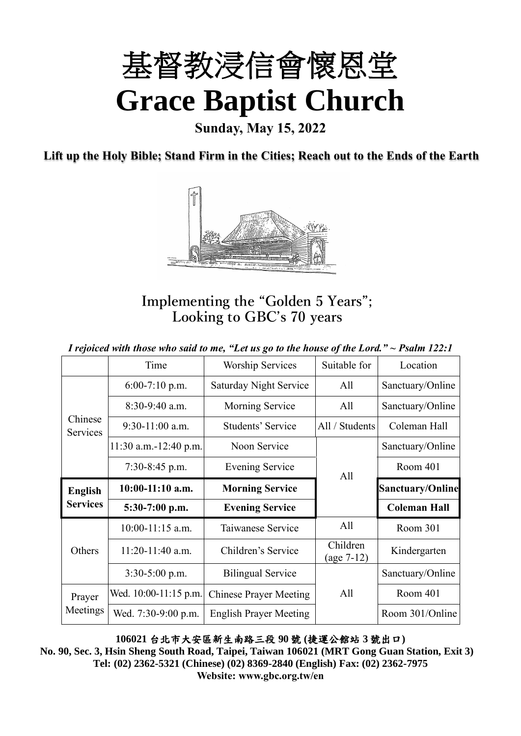# 基督教浸信會懷恩堂

# Grace Baptist Church

**Sunday, May 15, 2022**

**Lift up the Holy Bible; Stand Firm in the Cities; Reach out to the Ends of the Earth**

Implementing the "Golden 5 Years"; Looking to GBC's 70 years

*I rejoiced with those who said to me, "Let us go to the house of the Lord." ~ Psalm 122:1*

| | Time | Worship Services | Suitable for | Location |
|---|---|---|---|---|
| Chinese Services | 6:00-7:10 p.m. | Saturday Night Service | All | Sanctuary/Online |
| | 8:30-9:40 a.m. | Morning Service | All | Sanctuary/Online |
| | 9:30-11:00 a.m. | Students' Service | All / Students | Coleman Hall |
| | 11:30 a.m.-12:40 p.m. | Noon Service | All | Sanctuary/Online |
| | 7:30-8:45 p.m. | Evening Service | | Room 401 |
| **English Services** | **10:00-11:10 a.m.** | **Morning Service** | | **Sanctuary/Online** |
| | **5:30-7:00 p.m.** | **Evening Service** | | **Coleman Hall** |
| Others | 10:00-11:15 a.m. | Taiwanese Service | All | Room 301 |
| | 11:20-11:40 a.m. | Children's Service | Children (age 7-12) | Kindergarten |
| | 3:30-5:00 p.m. | Bilingual Service | All | Sanctuary/Online |
| Prayer Meetings | Wed. 10:00-11:15 p.m. | Chinese Prayer Meeting | | Room 401 |
| | Wed. 7:30-9:00 p.m. | English Prayer Meeting | | Room 301/Online |

**106021 台北市大安區新生南路三段 90 號 (捷運公館站 3 號出口)**
**No. 90, Sec. 3, Hsin Sheng South Road, Taipei, Taiwan 106021 (MRT Gong Guan Station, Exit 3)**
**Tel: (02) 2362-5321 (Chinese) (02) 8369-2840 (English) Fax: (02) 2362-7975**
**Website: www.gbc.org.tw/en**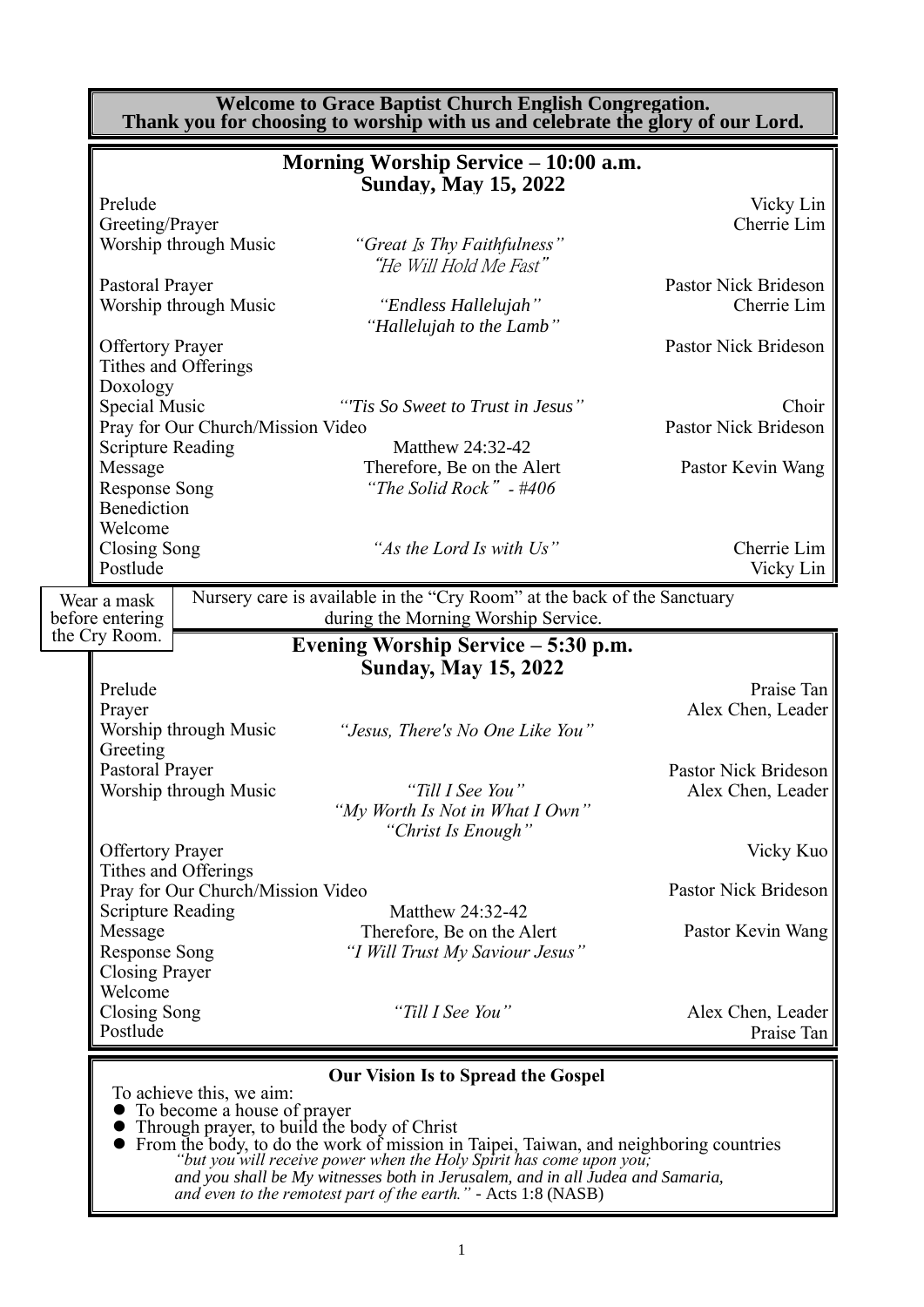**Welcome to Grace Baptist Church English Congregation.**
**Thank you for choosing to worship with us and celebrate the glory of our Lord.**

## Morning Worship Service – 10:00 a.m.
### Sunday, May 15, 2022

| | | |
|---|---|---|
| Prelude | | Vicky Lin |
| Greeting/Prayer | | Cherrie Lim |
| Worship through Music | *"Great Is Thy Faithfulness"* *"He Will Hold Me Fast"* | |
| Pastoral Prayer | | Pastor Nick Brideson |
| Worship through Music | *"Endless Hallelujah"* *"Hallelujah to the Lamb"* | Cherrie Lim |
| Offertory Prayer | | Pastor Nick Brideson |
| Tithes and Offerings | | |
| Doxology | | |
| Special Music | *"'Tis So Sweet to Trust in Jesus"* | Choir |
| Pray for Our Church/Mission Video | | Pastor Nick Brideson |
| Scripture Reading | Matthew 24:32-42 | |
| Message | Therefore, Be on the Alert | Pastor Kevin Wang |
| Response Song | *"The Solid Rock" - #406* | |
| Benediction | | |
| Welcome | | |
| Closing Song | *"As the Lord Is with Us"* | Cherrie Lim |
| Postlude | | Vicky Lin |

Wear a mask before entering the Cry Room.

Nursery care is available in the "Cry Room" at the back of the Sanctuary during the Morning Worship Service.

## Evening Worship Service – 5:30 p.m.
### Sunday, May 15, 2022

| | | |
|---|---|---|
| Prelude | | Praise Tan |
| Prayer | | Alex Chen, Leader |
| Worship through Music | *"Jesus, There's No One Like You"* | |
| Greeting | | |
| Pastoral Prayer | | Pastor Nick Brideson |
| Worship through Music | *"Till I See You"* *"My Worth Is Not in What I Own"* *"Christ Is Enough"* | Alex Chen, Leader |
| Offertory Prayer | | Vicky Kuo |
| Tithes and Offerings | | |
| Pray for Our Church/Mission Video | | Pastor Nick Brideson |
| Scripture Reading | Matthew 24:32-42 | |
| Message | Therefore, Be on the Alert | Pastor Kevin Wang |
| Response Song | *"I Will Trust My Saviour Jesus"* | |
| Closing Prayer | | |
| Welcome | | |
| Closing Song | *"Till I See You"* | Alex Chen, Leader |
| Postlude | | Praise Tan |

**Our Vision Is to Spread the Gospel**

To achieve this, we aim:

- To become a house of prayer
- Through prayer, to build the body of Christ
- From the body, to do the work of mission in Taipei, Taiwan, and neighboring countries

*"but you will receive power when the Holy Spirit has come upon you; and you shall be My witnesses both in Jerusalem, and in all Judea and Samaria, and even to the remotest part of the earth."* - Acts 1:8 (NASB)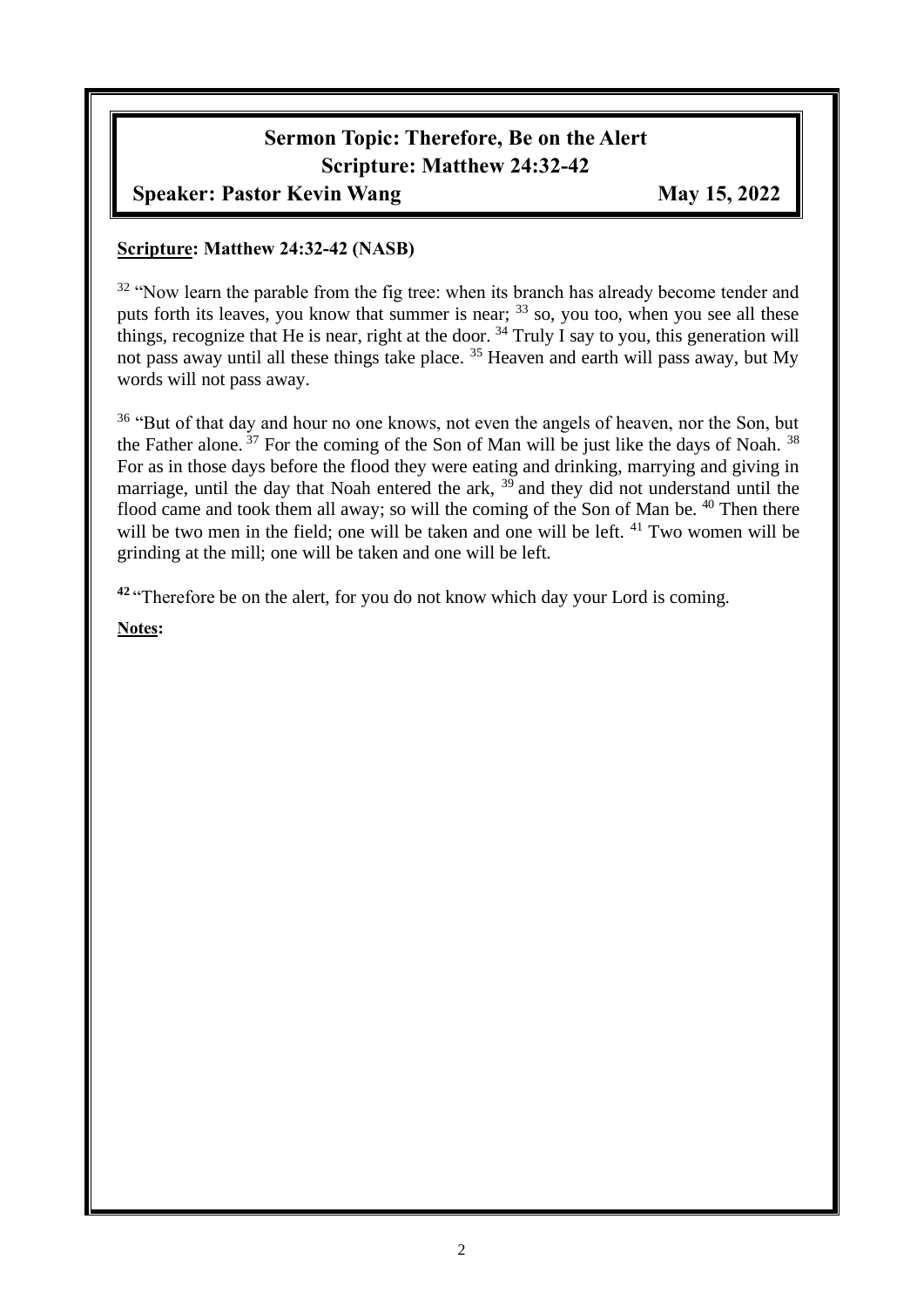# Sermon Topic: Therefore, Be on the Alert

## Scripture: Matthew 24:32-42

**Speaker: Pastor Kevin Wang** **May 15, 2022**

**Scripture: Matthew 24:32-42 (NASB)**

[32] "Now learn the parable from the fig tree: when its branch has already become tender and puts forth its leaves, you know that summer is near; [33] so, you too, when you see all these things, recognize that He is near, right at the door. [34] Truly I say to you, this generation will not pass away until all these things take place. [35] Heaven and earth will pass away, but My words will not pass away.

[36] "But of that day and hour no one knows, not even the angels of heaven, nor the Son, but the Father alone. [37] For the coming of the Son of Man will be just like the days of Noah. [38] For as in those days before the flood they were eating and drinking, marrying and giving in marriage, until the day that Noah entered the ark, [39] and they did not understand until the flood came and took them all away; so will the coming of the Son of Man be. [40] Then there will be two men in the field; one will be taken and one will be left. [41] Two women will be grinding at the mill; one will be taken and one will be left.

[42] "Therefore be on the alert, for you do not know which day your Lord is coming.

**Notes:**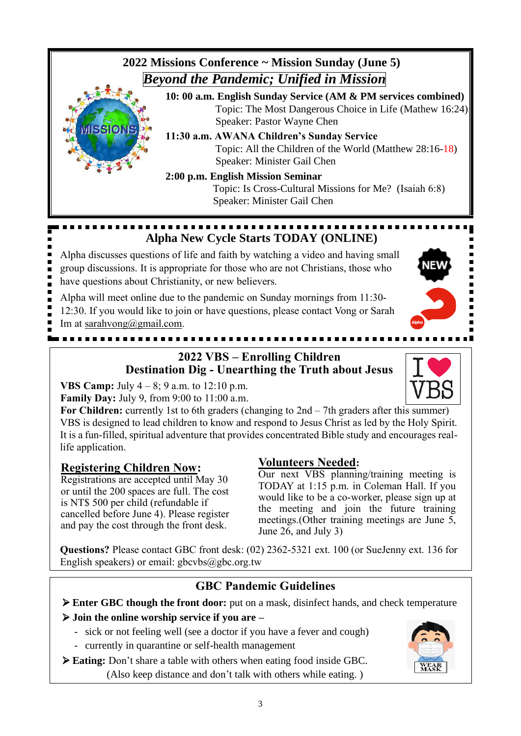## 2022 Missions Conference ~ Mission Sunday (June 5)

### *Beyond the Pandemic; Unified in Mission*

**10: 00 a.m. English Sunday Service (AM & PM services combined)**
Topic: The Most Dangerous Choice in Life (Mathew 16:24)
Speaker: Pastor Wayne Chen

**11:30 a.m. AWANA Children's Sunday Service**
Topic: All the Children of the World (Matthew 28:16-18)
Speaker: Minister Gail Chen

**2:00 p.m. English Mission Seminar**
Topic: Is Cross-Cultural Missions for Me? (Isaiah 6:8)
Speaker: Minister Gail Chen

## Alpha New Cycle Starts TODAY (ONLINE)

Alpha discusses questions of life and faith by watching a video and having small group discussions. It is appropriate for those who are not Christians, those who have questions about Christianity, or new believers.

Alpha will meet online due to the pandemic on Sunday mornings from 11:30-12:30. If you would like to join or have questions, please contact Vong or Sarah Im at sarahvong@gmail.com.

## 2022 VBS – Enrolling Children
### Destination Dig - Unearthing the Truth about Jesus

**VBS Camp:** July 4 – 8; 9 a.m. to 12:10 p.m.
**Family Day:** July 9, from 9:00 to 11:00 a.m.
**For Children:** currently 1st to 6th graders (changing to 2nd – 7th graders after this summer)
VBS is designed to lead children to know and respond to Jesus Christ as led by the Holy Spirit. It is a fun-filled, spiritual adventure that provides concentrated Bible study and encourages real-life application.

**Registering Children Now:**
Registrations are accepted until May 30 or until the 200 spaces are full. The cost is NT$ 500 per child (refundable if cancelled before June 4). Please register and pay the cost through the front desk.

**Volunteers Needed:**
Our next VBS planning/training meeting is TODAY at 1:15 p.m. in Coleman Hall. If you would like to be a co-worker, please sign up at the meeting and join the future training meetings.(Other training meetings are June 5, June 26, and July 3)

**Questions?** Please contact GBC front desk: (02) 2362-5321 ext. 100 (or SueJenny ext. 136 for English speakers) or email: gbcvbs@gbc.org.tw

## GBC Pandemic Guidelines

- **Enter GBC though the front door:** put on a mask, disinfect hands, and check temperature
- **Join the online worship service if you are –**
  - sick or not feeling well (see a doctor if you have a fever and cough)
  - currently in quarantine or self-health management
- **Eating:** Don't share a table with others when eating food inside GBC. (Also keep distance and don't talk with others while eating. )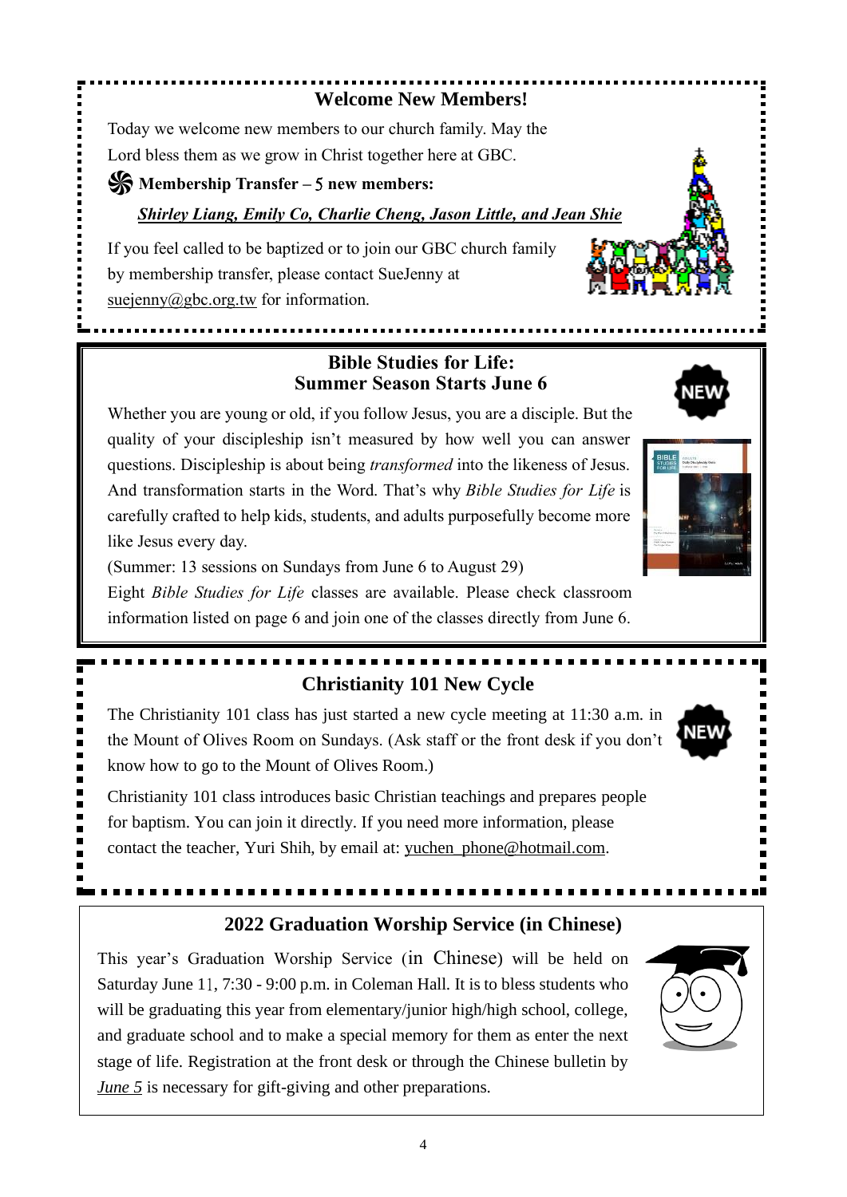## Welcome New Members!

Today we welcome new members to our church family. May the Lord bless them as we grow in Christ together here at GBC.

**Membership Transfer – 5 new members:**

***Shirley Liang, Emily Co, Charlie Cheng, Jason Little, and Jean Shie***

If you feel called to be baptized or to join our GBC church family by membership transfer, please contact SueJenny at suejenny@gbc.org.tw for information.

## Bible Studies for Life: Summer Season Starts June 6

Whether you are young or old, if you follow Jesus, you are a disciple. But the quality of your discipleship isn't measured by how well you can answer questions. Discipleship is about being *transformed* into the likeness of Jesus. And transformation starts in the Word. That's why *Bible Studies for Life* is carefully crafted to help kids, students, and adults purposefully become more like Jesus every day.

(Summer: 13 sessions on Sundays from June 6 to August 29)

Eight *Bible Studies for Life* classes are available. Please check classroom information listed on page 6 and join one of the classes directly from June 6.

## Christianity 101 New Cycle

The Christianity 101 class has just started a new cycle meeting at 11:30 a.m. in the Mount of Olives Room on Sundays. (Ask staff or the front desk if you don't know how to go to the Mount of Olives Room.)

Christianity 101 class introduces basic Christian teachings and prepares people for baptism. You can join it directly. If you need more information, please contact the teacher, Yuri Shih, by email at: yuchen_phone@hotmail.com.

## 2022 Graduation Worship Service (in Chinese)

This year's Graduation Worship Service (in Chinese) will be held on Saturday June 11, 7:30 - 9:00 p.m. in Coleman Hall. It is to bless students who will be graduating this year from elementary/junior high/high school, college, and graduate school and to make a special memory for them as enter the next stage of life. Registration at the front desk or through the Chinese bulletin by *June 5* is necessary for gift-giving and other preparations.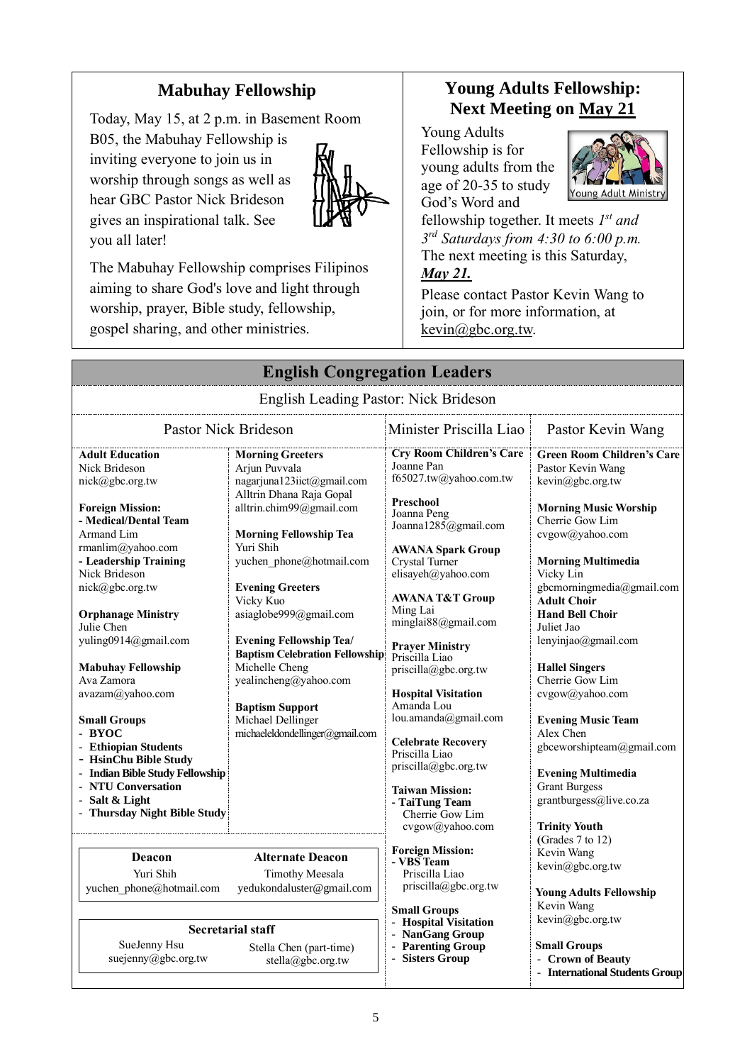## Mabuhay Fellowship

Today, May 15, at 2 p.m. in Basement Room B05, the Mabuhay Fellowship is inviting everyone to join us in worship through songs as well as hear GBC Pastor Nick Brideson gives an inspirational talk. See you all later!

The Mabuhay Fellowship comprises Filipinos aiming to share God's love and light through worship, prayer, Bible study, fellowship, gospel sharing, and other ministries.

## Young Adults Fellowship: Next Meeting on May 21

Young Adults Fellowship is for young adults from the age of 20-35 to study God's Word and fellowship together. It meets *1st and 3rd Saturdays from 4:30 to 6:00 p.m.* The next meeting is this Saturday, ***May 21.***

Please contact Pastor Kevin Wang to join, or for more information, at kevin@gbc.org.tw.

## English Congregation Leaders

English Leading Pastor: Nick Brideson

### Pastor Nick Brideson

**Adult Education**
Nick Brideson
nick@gbc.org.tw

**Foreign Mission:**
**- Medical/Dental Team**
Armand Lim
rmanlim@yahoo.com
**- Leadership Training**
Nick Brideson
nick@gbc.org.tw

**Orphanage Ministry**
Julie Chen
yuling0914@gmail.com

**Mabuhay Fellowship**
Ava Zamora
avazam@yahoo.com

**Small Groups**
- **BYOC**
- **Ethiopian Students**
- **HsinChu Bible Study**
- **Indian Bible Study Fellowship**
- **NTU Conversation**
- **Salt & Light**
- **Thursday Night Bible Study**

**Morning Greeters**
Arjun Puvvala
nagarjuna123iict@gmail.com
Alltrin Dhana Raja Gopal
alltrin.chim99@gmail.com

**Morning Fellowship Tea**
Yuri Shih
yuchen_phone@hotmail.com

**Evening Greeters**
Vicky Kuo
asiaglobe999@gmail.com

**Evening Fellowship Tea/ Baptism Celebration Fellowship**
Michelle Cheng
yealincheng@yahoo.com

**Baptism Support**
Michael Dellinger
michaeleldondellinger@gmail.com

| Deacon | Alternate Deacon |
|---|---|
| Yuri Shih | Timothy Meesala |
| yuchen_phone@hotmail.com | yedukondaluster@gmail.com |

**Secretarial staff**

| | |
|---|---|
| SueJenny Hsu | Stella Chen (part-time) |
| suejenny@gbc.org.tw | stella@gbc.org.tw |

### Minister Priscilla Liao

**Cry Room Children's Care**
Joanne Pan
f65027.tw@yahoo.com.tw

**Preschool**
Joanna Peng
Joanna1285@gmail.com

**AWANA Spark Group**
Crystal Turner
elisayeh@yahoo.com

**AWANA T&T Group**
Ming Lai
minglai88@gmail.com

**Prayer Ministry**
Priscilla Liao
priscilla@gbc.org.tw

**Hospital Visitation**
Amanda Lou
lou.amanda@gmail.com

**Celebrate Recovery**
Priscilla Liao
priscilla@gbc.org.tw

**Taiwan Mission:**
**- TaiTung Team**
Cherrie Gow Lim
cvgow@yahoo.com

**Foreign Mission:**
**- VBS Team**
Priscilla Liao
priscilla@gbc.org.tw

**Small Groups**
- **Hospital Visitation**
- **NanGang Group**
- **Parenting Group**
- **Sisters Group**

### Pastor Kevin Wang

**Green Room Children's Care**
Pastor Kevin Wang
kevin@gbc.org.tw

**Morning Music Worship**
Cherrie Gow Lim
cvgow@yahoo.com

**Morning Multimedia**
Vicky Lin
gbcmorningmedia@gmail.com

**Adult Choir**
**Hand Bell Choir**
Juliet Jao
lenyinjao@gmail.com

**Hallel Singers**
Cherrie Gow Lim
cvgow@yahoo.com

**Evening Music Team**
Alex Chen
gbceworshipteam@gmail.com

**Evening Multimedia**
Grant Burgess
grantburgess@live.co.za

**Trinity Youth**
(Grades 7 to 12)
Kevin Wang
kevin@gbc.org.tw

**Young Adults Fellowship**
Kevin Wang
kevin@gbc.org.tw

**Small Groups**
- **Crown of Beauty**
- **International Students Group**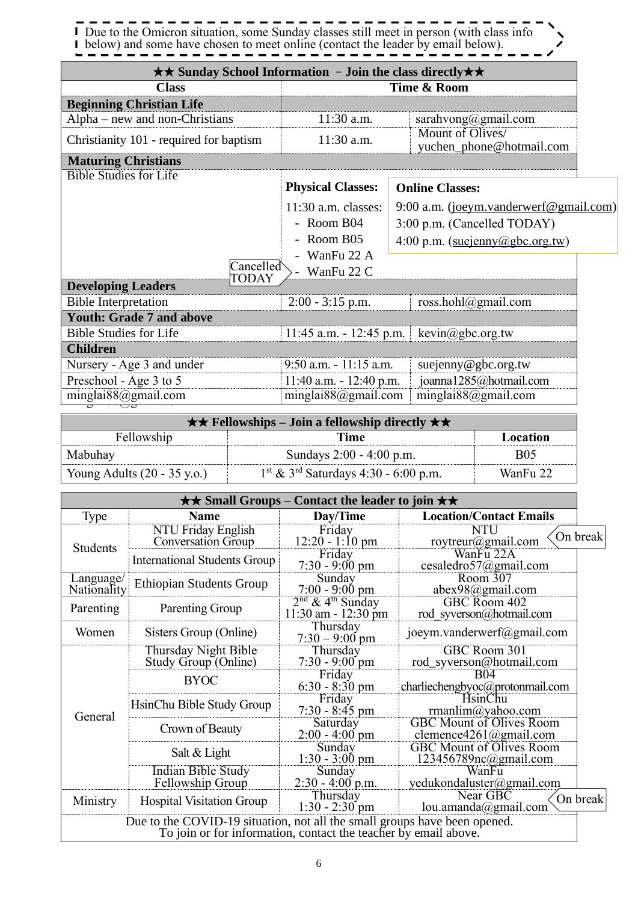Due to the Omicron situation, some Sunday classes still meet in person (with class info below) and some have chosen to meet online (contact the leader by email below).

| ★★ Sunday School Information – Join the class directly★★ | | |
|---|---|---|
| **Class** | **Time & Room** | |
| **Beginning Christian Life** | | |
| Alpha – new and non-Christians | 11:30 a.m. | sarahvong@gmail.com |
| Christianity 101 - required for baptism | 11:30 a.m. | Mount of Olives/ yuchen_phone@hotmail.com |
| **Maturing Christians** | | |
| Bible Studies for Life | **Physical Classes:** 11:30 a.m. classes: - Room B04 - Room B05 - WanFu 22 A - WanFu 22 C (Cancelled TODAY) | **Online Classes:** 9:00 a.m. (joeym.vanderwerf@gmail.com) 3:00 p.m. (Cancelled TODAY) 4:00 p.m. (suejenny@gbc.org.tw) |
| **Developing Leaders** | | |
| Bible Interpretation | 2:00 - 3:15 p.m. | ross.hohl@gmail.com |
| **Youth: Grade 7 and above** | | |
| Bible Studies for Life | 11:45 a.m. - 12:45 p.m. | kevin@gbc.org.tw |
| **Children** | | |
| Nursery - Age 3 and under | 9:50 a.m. - 11:15 a.m. | suejenny@gbc.org.tw |
| Preschool - Age 3 to 5 | 11:40 a.m. - 12:40 p.m. | joanna1285@hotmail.com |
| minglai88@gmail.com | minglai88@gmail.com | minglai88@gmail.com |

| ★★ Fellowships – Join a fellowship directly ★★ | | |
|---|---|---|
| Fellowship | **Time** | **Location** |
| Mabuhay | Sundays 2:00 - 4:00 p.m. | B05 |
| Young Adults (20 - 35 y.o.) | 1st & 3rd Saturdays 4:30 - 6:00 p.m. | WanFu 22 |

| ★★ Small Groups – Contact the leader to join ★★ | | | |
|---|---|---|---|
| Type | **Name** | **Day/Time** | **Location/Contact Emails** |
| Students | NTU Friday English Conversation Group | Friday 12:20 - 1:10 pm | NTU roytreur@gmail.com (On break) |
| | International Students Group | Friday 7:30 - 9:00 pm | WanFu 22A cesaledro57@gmail.com |
| Language/ Nationality | Ethiopian Students Group | Sunday 7:00 - 9:00 pm | Room 307 abex98@gmail.com |
| Parenting | Parenting Group | 2nd & 4th Sunday 11:30 am - 12:30 pm | GBC Room 402 rod_syverson@hotmail.com |
| Women | Sisters Group (Online) | Thursday 7:30 – 9:00 pm | joeym.vanderwerf@gmail.com |
| General | Thursday Night Bible Study Group (Online) | Thursday 7:30 - 9:00 pm | GBC Room 301 rod_syverson@hotmail.com |
| | BYOC | Friday 6:30 - 8:30 pm | B04 charliechengbyoc@protonmail.com |
| | HsinChu Bible Study Group | Friday 7:30 - 8:45 pm | HsinChu rmanlim@yahoo.com |
| | Crown of Beauty | Saturday 2:00 - 4:00 pm | GBC Mount of Olives Room clemence4261@gmail.com |
| | Salt & Light | Sunday 1:30 - 3:00 pm | GBC Mount of Olives Room 123456789nc@gmail.com |
| | Indian Bible Study Fellowship Group | Sunday 2:30 - 4:00 p.m. | WanFu yedukondaluster@gmail.com |
| Ministry | Hospital Visitation Group | Thursday 1:30 - 2:30 pm | Near GBC lou.amanda@gmail.com (On break) |

Due to the COVID-19 situation, not all the small groups have been opened.
To join or for information, contact the teacher by email above.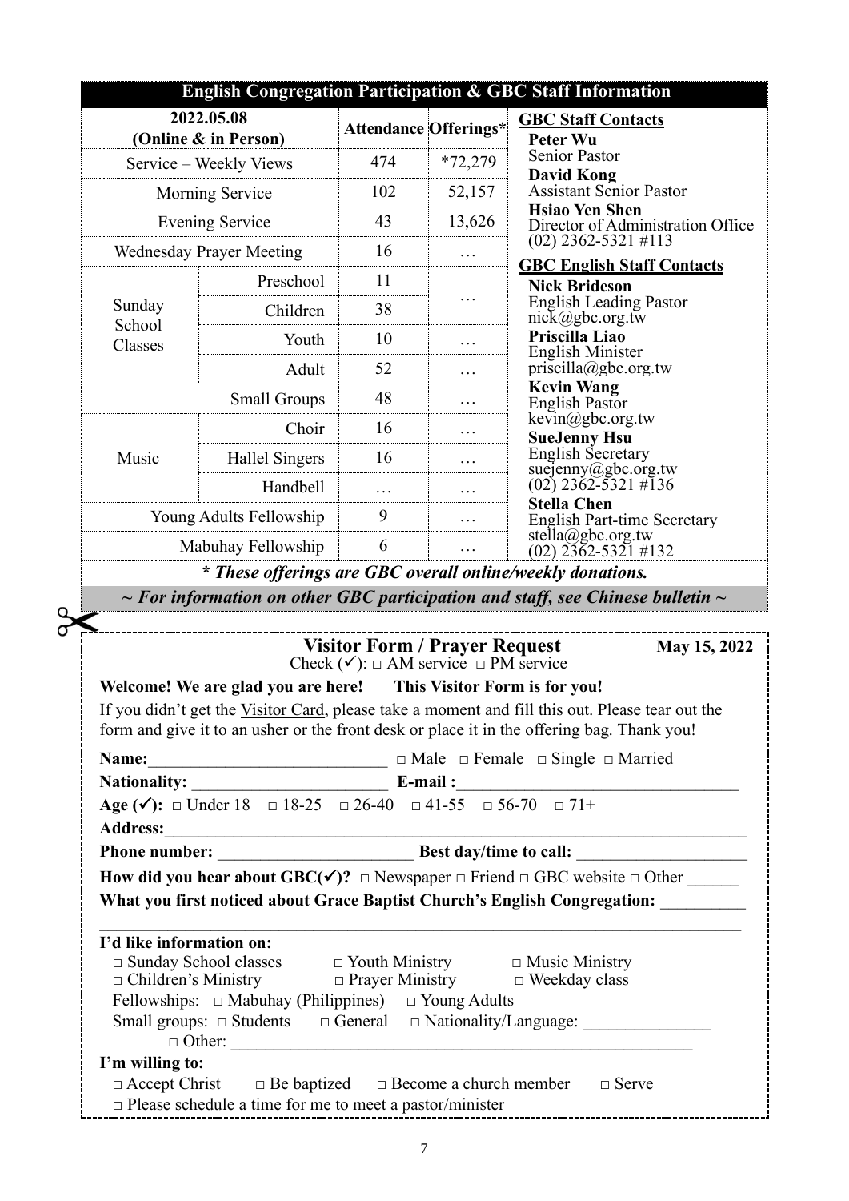## English Congregation Participation & GBC Staff Information

| 2022.05.08 (Online & in Person) | | Attendance | Offerings* |
|---|---|---|---|
| Service – Weekly Views | | 474 | *72,279 |
| Morning Service | | 102 | 52,157 |
| Evening Service | | 43 | 13,626 |
| Wednesday Prayer Meeting | | 16 | … |
| Sunday School Classes | Preschool | 11 | … |
| | Children | 38 | |
| | Youth | 10 | … |
| | Adult | 52 | … |
| Small Groups | | 48 | … |
| Music | Choir | 16 | … |
| | Hallel Singers | 16 | … |
| | Handbell | … | … |
| Young Adults Fellowship | | 9 | … |
| Mabuhay Fellowship | | 6 | … |

***\* These offerings are GBC overall online/weekly donations.***

**GBC Staff Contacts**

**Peter Wu**
Senior Pastor

**David Kong**
Assistant Senior Pastor

**Hsiao Yen Shen**
Director of Administration Office
(02) 2362-5321 #113

**GBC English Staff Contacts**

**Nick Brideson**
English Leading Pastor
nick@gbc.org.tw

**Priscilla Liao**
English Minister
priscilla@gbc.org.tw

**Kevin Wang**
English Pastor
kevin@gbc.org.tw

**SueJenny Hsu**
English Secretary
suejenny@gbc.org.tw
(02) 2362-5321 #136

**Stella Chen**
English Part-time Secretary
stella@gbc.org.tw
(02) 2362-5321 #132

***~ For information on other GBC participation and staff, see Chinese bulletin ~***

---

## Visitor Form / Prayer Request

**May 15, 2022**

Check (✓): □ AM service □ PM service

**Welcome! We are glad you are here! This Visitor Form is for you!**

If you didn't get the Visitor Card, please take a moment and fill this out. Please tear out the form and give it to an usher or the front desk or place it in the offering bag. Thank you!

**Name:**____________________________ □ Male □ Female □ Single □ Married

**Nationality:** _______________________ **E-mail :**________________________________

**Age (✓):** □ Under 18 □ 18-25 □ 26-40 □ 41-55 □ 56-70 □ 71+

**Address:**_____________________________________________________________________

**Phone number:** _______________________ **Best day/time to call:** ___________________

**How did you hear about GBC(✓)?** □ Newspaper □ Friend □ GBC website □ Other ______

**What you first noticed about Grace Baptist Church's English Congregation:** __________

_____________________________________________________________________________

**I'd like information on:**

□ Sunday School classes □ Youth Ministry □ Music Ministry
□ Children's Ministry □ Prayer Ministry □ Weekday class

Fellowships: □ Mabuhay (Philippines) □ Young Adults

Small groups: □ Students □ General □ Nationality/Language: _______________

□ Other: ________________________________________________________

**I'm willing to:**

□ Accept Christ □ Be baptized □ Become a church member □ Serve
□ Please schedule a time for me to meet a pastor/minister